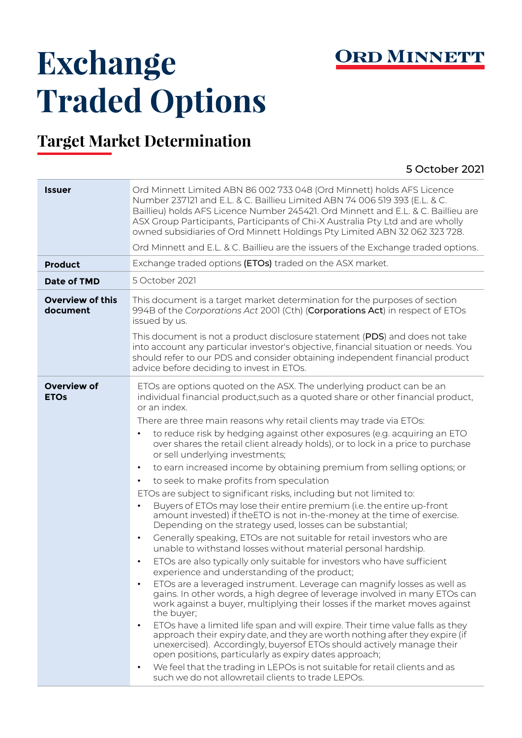# Exchange Traded Options

ORD MINNETT

## Target Market Determination

5 October 2021

| | |
|---|---|
| **Issuer** | Ord Minnett Limited ABN 86 002 733 048 (Ord Minnett) holds AFS Licence Number 237121 and E.L. & C. Baillieu Limited ABN 74 006 519 393 (E.L. & C. Baillieu) holds AFS Licence Number 245421. Ord Minnett and E.L. & C. Baillieu are ASX Group Participants, Participants of Chi-X Australia Pty Ltd and are wholly owned subsidiaries of Ord Minnett Holdings Pty Limited ABN 32 062 323 728.<br><br>Ord Minnett and E.L. & C. Baillieu are the issuers of the Exchange traded options. |
| **Product** | Exchange traded options **(ETOs)** traded on the ASX market. |
| **Date of TMD** | 5 October 2021 |
| **Overview of this document** | This document is a target market determination for the purposes of section 994B of the *Corporations Act* 2001 (Cth) (**Corporations Act**) in respect of ETOs issued by us.<br><br>This document is not a product disclosure statement (**PDS**) and does not take into account any particular investor's objective, financial situation or needs. You should refer to our PDS and consider obtaining independent financial product advice before deciding to invest in ETOs. |
| **Overview of ETOs** | ETOs are options quoted on the ASX. The underlying product can be an individual financial product,such as a quoted share or other financial product, or an index.<br><br>There are three main reasons why retail clients may trade via ETOs:<br>• to reduce risk by hedging against other exposures (e.g. acquiring an ETO over shares the retail client already holds), or to lock in a price to purchase or sell underlying investments;<br>• to earn increased income by obtaining premium from selling options; or<br>• to seek to make profits from speculation<br><br>ETOs are subject to significant risks, including but not limited to:<br>• Buyers of ETOs may lose their entire premium (i.e. the entire up-front amount invested) if theETO is not in-the-money at the time of exercise. Depending on the strategy used, losses can be substantial;<br>• Generally speaking, ETOs are not suitable for retail investors who are unable to withstand losses without material personal hardship.<br>• ETOs are also typically only suitable for investors who have sufficient experience and understanding of the product;<br>• ETOs are a leveraged instrument. Leverage can magnify losses as well as gains. In other words, a high degree of leverage involved in many ETOs can work against a buyer, multiplying their losses if the market moves against the buyer;<br>• ETOs have a limited life span and will expire. Their time value falls as they approach their expiry date, and they are worth nothing after they expire (if unexercised). Accordingly, buyersof ETOs should actively manage their open positions, particularly as expiry dates approach;<br>• We feel that the trading in LEPOs is not suitable for retail clients and as such we do not allowretail clients to trade LEPOs. |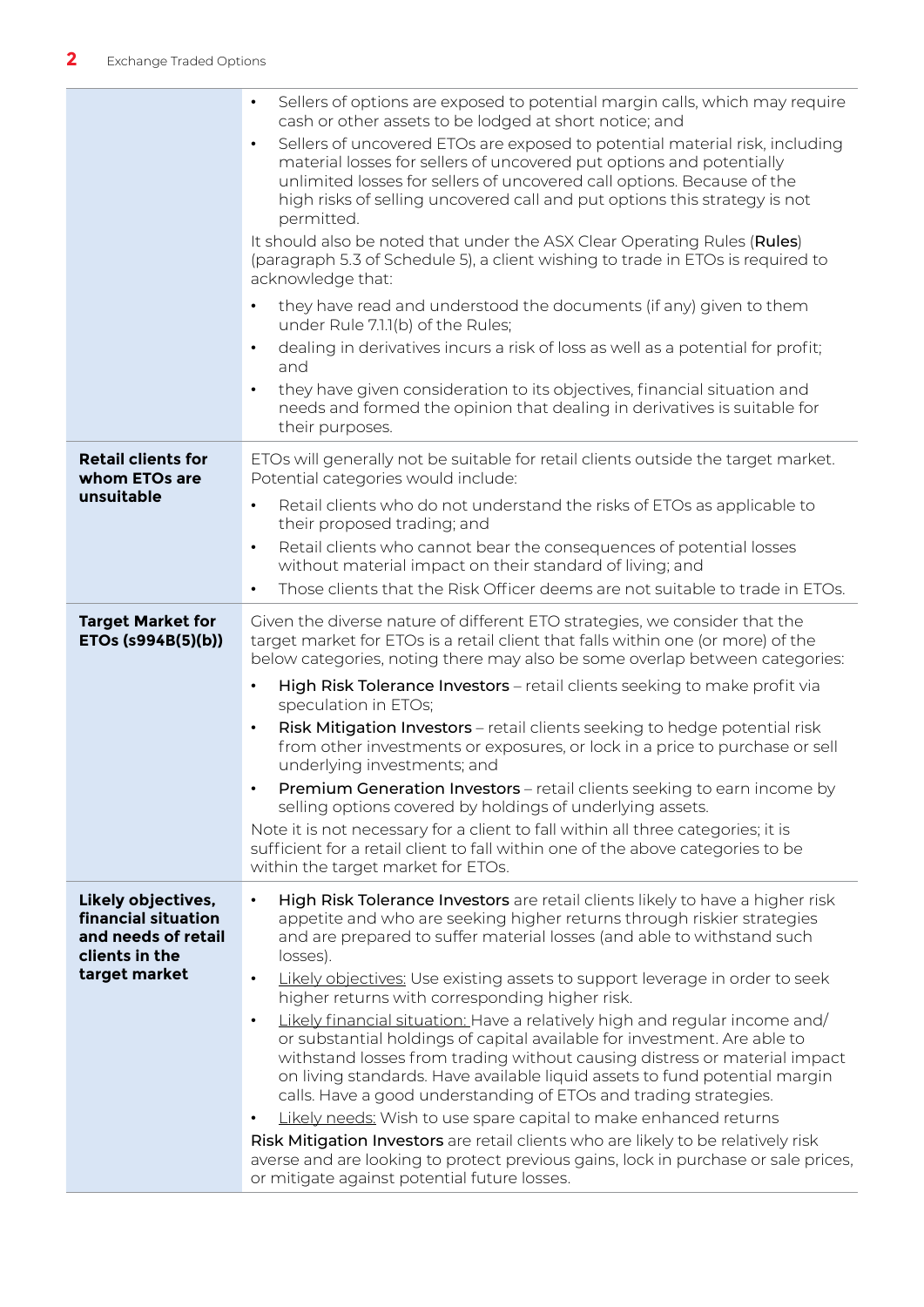| | |
|---|---|
| | • Sellers of options are exposed to potential margin calls, which may require cash or other assets to be lodged at short notice; and<br>• Sellers of uncovered ETOs are exposed to potential material risk, including material losses for sellers of uncovered put options and potentially unlimited losses for sellers of uncovered call options. Because of the high risks of selling uncovered call and put options this strategy is not permitted.<br><br>It should also be noted that under the ASX Clear Operating Rules (**Rules**) (paragraph 5.3 of Schedule 5), a client wishing to trade in ETOs is required to acknowledge that:<br><br>• they have read and understood the documents (if any) given to them under Rule 7.1.1(b) of the Rules;<br>• dealing in derivatives incurs a risk of loss as well as a potential for profit; and<br>• they have given consideration to its objectives, financial situation and needs and formed the opinion that dealing in derivatives is suitable for their purposes. |
| **Retail clients for whom ETOs are unsuitable** | ETOs will generally not be suitable for retail clients outside the target market. Potential categories would include:<br><br>• Retail clients who do not understand the risks of ETOs as applicable to their proposed trading; and<br>• Retail clients who cannot bear the consequences of potential losses without material impact on their standard of living; and<br>• Those clients that the Risk Officer deems are not suitable to trade in ETOs. |
| **Target Market for ETOs (s994B(5)(b))** | Given the diverse nature of different ETO strategies, we consider that the target market for ETOs is a retail client that falls within one (or more) of the below categories, noting there may also be some overlap between categories:<br><br>• High Risk Tolerance Investors – retail clients seeking to make profit via speculation in ETOs;<br>• Risk Mitigation Investors – retail clients seeking to hedge potential risk from other investments or exposures, or lock in a price to purchase or sell underlying investments; and<br>• Premium Generation Investors – retail clients seeking to earn income by selling options covered by holdings of underlying assets.<br><br>Note it is not necessary for a client to fall within all three categories; it is sufficient for a retail client to fall within one of the above categories to be within the target market for ETOs. |
| **Likely objectives, financial situation and needs of retail clients in the target market** | • High Risk Tolerance Investors are retail clients likely to have a higher risk appetite and who are seeking higher returns through riskier strategies and are prepared to suffer material losses (and able to withstand such losses).<br>• Likely objectives: Use existing assets to support leverage in order to seek higher returns with corresponding higher risk.<br>• Likely financial situation: Have a relatively high and regular income and/or substantial holdings of capital available for investment. Are able to withstand losses from trading without causing distress or material impact on living standards. Have available liquid assets to fund potential margin calls. Have a good understanding of ETOs and trading strategies.<br>• Likely needs: Wish to use spare capital to make enhanced returns<br><br>Risk Mitigation Investors are retail clients who are likely to be relatively risk averse and are looking to protect previous gains, lock in purchase or sale prices, or mitigate against potential future losses. |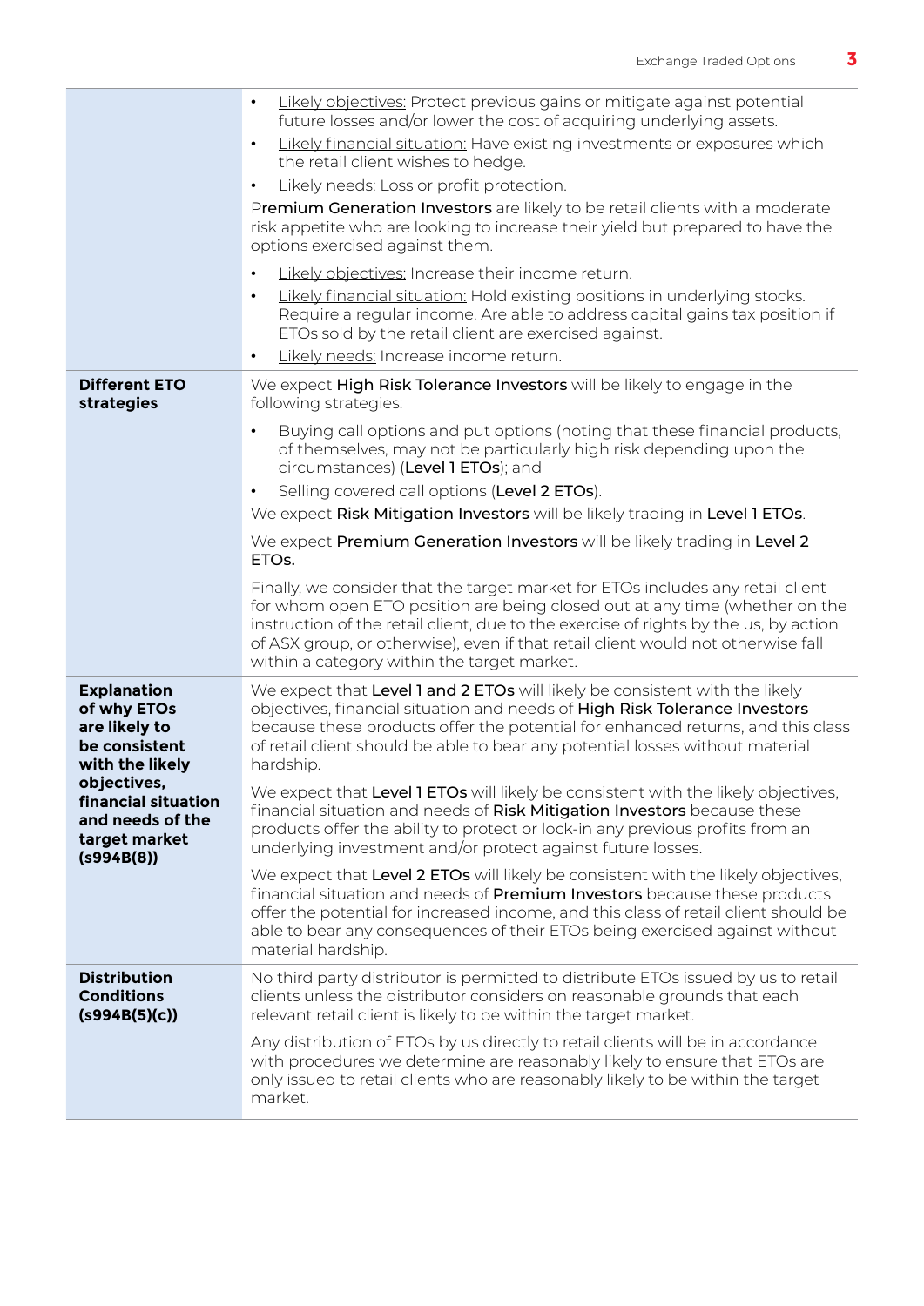| | |
|---|---|
| | • <u>Likely objectives:</u> Protect previous gains or mitigate against potential future losses and/or lower the cost of acquiring underlying assets.<br>• <u>Likely financial situation:</u> Have existing investments or exposures which the retail client wishes to hedge.<br>• <u>Likely needs:</u> Loss or profit protection.<br>P**remium Generation Investors** are likely to be retail clients with a moderate risk appetite who are looking to increase their yield but prepared to have the options exercised against them.<br>• <u>Likely objectives:</u> Increase their income return.<br>• <u>Likely financial situation:</u> Hold existing positions in underlying stocks. Require a regular income. Are able to address capital gains tax position if ETOs sold by the retail client are exercised against.<br>• <u>Likely needs:</u> Increase income return. |
| **Different ETO strategies** | We expect **High Risk Tolerance Investors** will be likely to engage in the following strategies:<br>• Buying call options and put options (noting that these financial products, of themselves, may not be particularly high risk depending upon the circumstances) (**Level 1 ETOs**); and<br>• Selling covered call options (**Level 2 ETOs**).<br>We expect **Risk Mitigation Investors** will be likely trading in **Level 1 ETOs**.<br>We expect **Premium Generation Investors** will be likely trading in **Level 2 ETOs.**<br>Finally, we consider that the target market for ETOs includes any retail client for whom open ETO position are being closed out at any time (whether on the instruction of the retail client, due to the exercise of rights by the us, by action of ASX group, or otherwise), even if that retail client would not otherwise fall within a category within the target market. |
| **Explanation of why ETOs are likely to be consistent with the likely objectives, financial situation and needs of the target market (s994B(8))** | We expect that **Level 1 and 2 ETOs** will likely be consistent with the likely objectives, financial situation and needs of **High Risk Tolerance Investors** because these products offer the potential for enhanced returns, and this class of retail client should be able to bear any potential losses without material hardship.<br>We expect that **Level 1 ETOs** will likely be consistent with the likely objectives, financial situation and needs of **Risk Mitigation Investors** because these products offer the ability to protect or lock-in any previous profits from an underlying investment and/or protect against future losses.<br>We expect that **Level 2 ETOs** will likely be consistent with the likely objectives, financial situation and needs of **Premium Investors** because these products offer the potential for increased income, and this class of retail client should be able to bear any consequences of their ETOs being exercised against without material hardship. |
| **Distribution Conditions (s994B(5)(c))** | No third party distributor is permitted to distribute ETOs issued by us to retail clients unless the distributor considers on reasonable grounds that each relevant retail client is likely to be within the target market.<br>Any distribution of ETOs by us directly to retail clients will be in accordance with procedures we determine are reasonably likely to ensure that ETOs are only issued to retail clients who are reasonably likely to be within the target market. |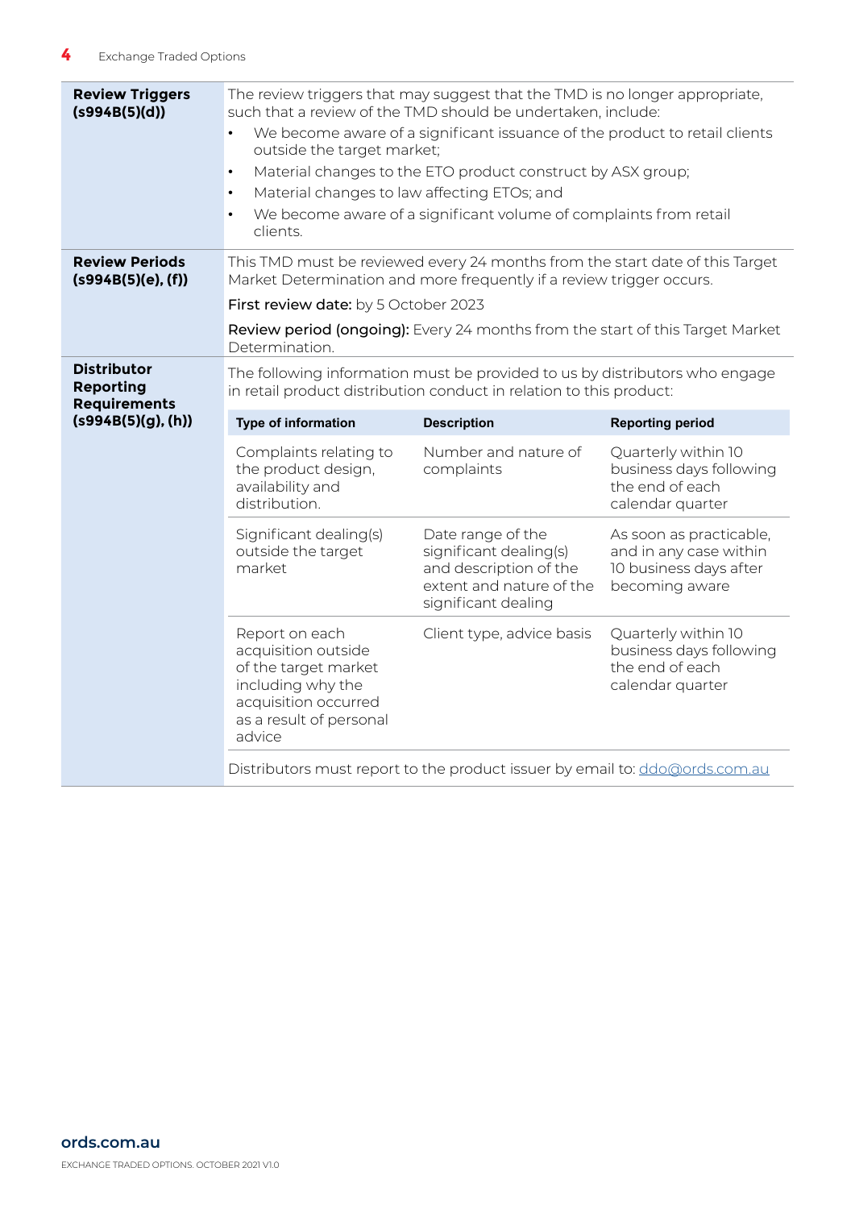| | |
|---|---|
| **Review Triggers (s994B(5)(d))** | The review triggers that may suggest that the TMD is no longer appropriate, such that a review of the TMD should be undertaken, include:<br>• We become aware of a significant issuance of the product to retail clients outside the target market;<br>• Material changes to the ETO product construct by ASX group;<br>• Material changes to law affecting ETOs; and<br>• We become aware of a significant volume of complaints from retail clients. |
| **Review Periods (s994B(5)(e), (f))** | This TMD must be reviewed every 24 months from the start date of this Target Market Determination and more frequently if a review trigger occurs.<br>**First review date:** by 5 October 2023<br>**Review period (ongoing):** Every 24 months from the start of this Target Market Determination. |
| **Distributor Reporting Requirements (s994B(5)(g), (h))** | The following information must be provided to us by distributors who engage in retail product distribution conduct in relation to this product: |

| Type of information | Description | Reporting period |
|---|---|---|
| Complaints relating to the product design, availability and distribution. | Number and nature of complaints | Quarterly within 10 business days following the end of each calendar quarter |
| Significant dealing(s) outside the target market | Date range of the significant dealing(s) and description of the extent and nature of the significant dealing | As soon as practicable, and in any case within 10 business days after becoming aware |
| Report on each acquisition outside of the target market including why the acquisition occurred as a result of personal advice | Client type, advice basis | Quarterly within 10 business days following the end of each calendar quarter |

Distributors must report to the product issuer by email to: ddo@ords.com.au